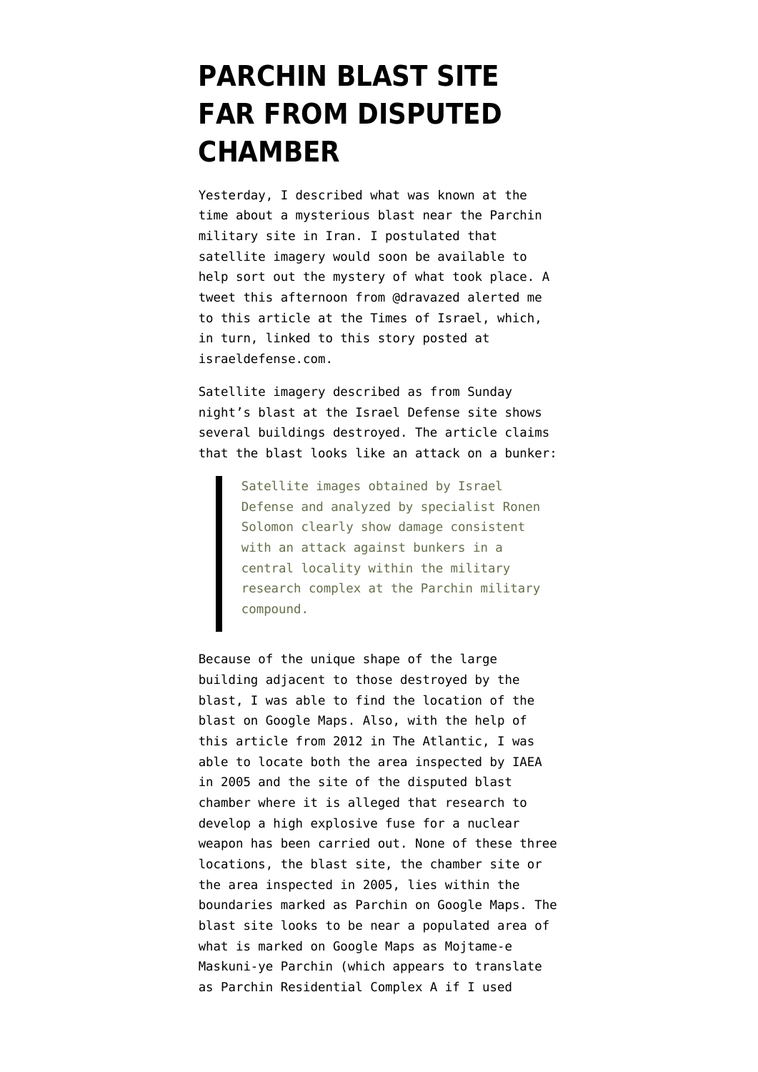# PARCHIN BLAST SITE FAR FROM DISPUTED CHAMBER

Yesterday, I described what was known at the time about a mysterious blast near the Parchin military site in Iran. I postulated that satellite imagery would soon be available to help sort out the mystery of what took place. A tweet this afternoon from @dravazed alerted me to this article at the Times of Israel, which, in turn, linked to this story posted at israeldefense.com.

Satellite imagery described as from Sunday night's blast at the Israel Defense site shows several buildings destroyed. The article claims that the blast looks like an attack on a bunker:

> Satellite images obtained by Israel Defense and analyzed by specialist Ronen Solomon clearly show damage consistent with an attack against bunkers in a central locality within the military research complex at the Parchin military compound.

Because of the unique shape of the large building adjacent to those destroyed by the blast, I was able to find the location of the blast on Google Maps. Also, with the help of this article from 2012 in The Atlantic, I was able to locate both the area inspected by IAEA in 2005 and the site of the disputed blast chamber where it is alleged that research to develop a high explosive fuse for a nuclear weapon has been carried out. None of these three locations, the blast site, the chamber site or the area inspected in 2005, lies within the boundaries marked as Parchin on Google Maps. The blast site looks to be near a populated area of what is marked on Google Maps as Mojtame-e Maskuni-ye Parchin (which appears to translate as Parchin Residential Complex A if I used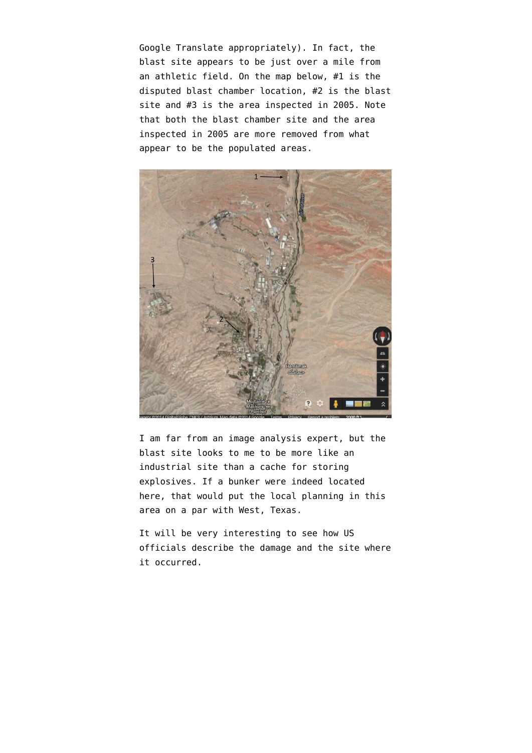Google Translate appropriately). In fact, the blast site appears to be just over a mile from an athletic field. On the map below, #1 is the disputed blast chamber location, #2 is the blast site and #3 is the area inspected in 2005. Note that both the blast chamber site and the area inspected in 2005 are more removed from what appear to be the populated areas.

I am far from an image analysis expert, but the blast site looks to me to be more like an industrial site than a cache for storing explosives. If a bunker were indeed located here, that would put the local planning in this area on a par with West, Texas.

It will be very interesting to see how US officials describe the damage and the site where it occurred.